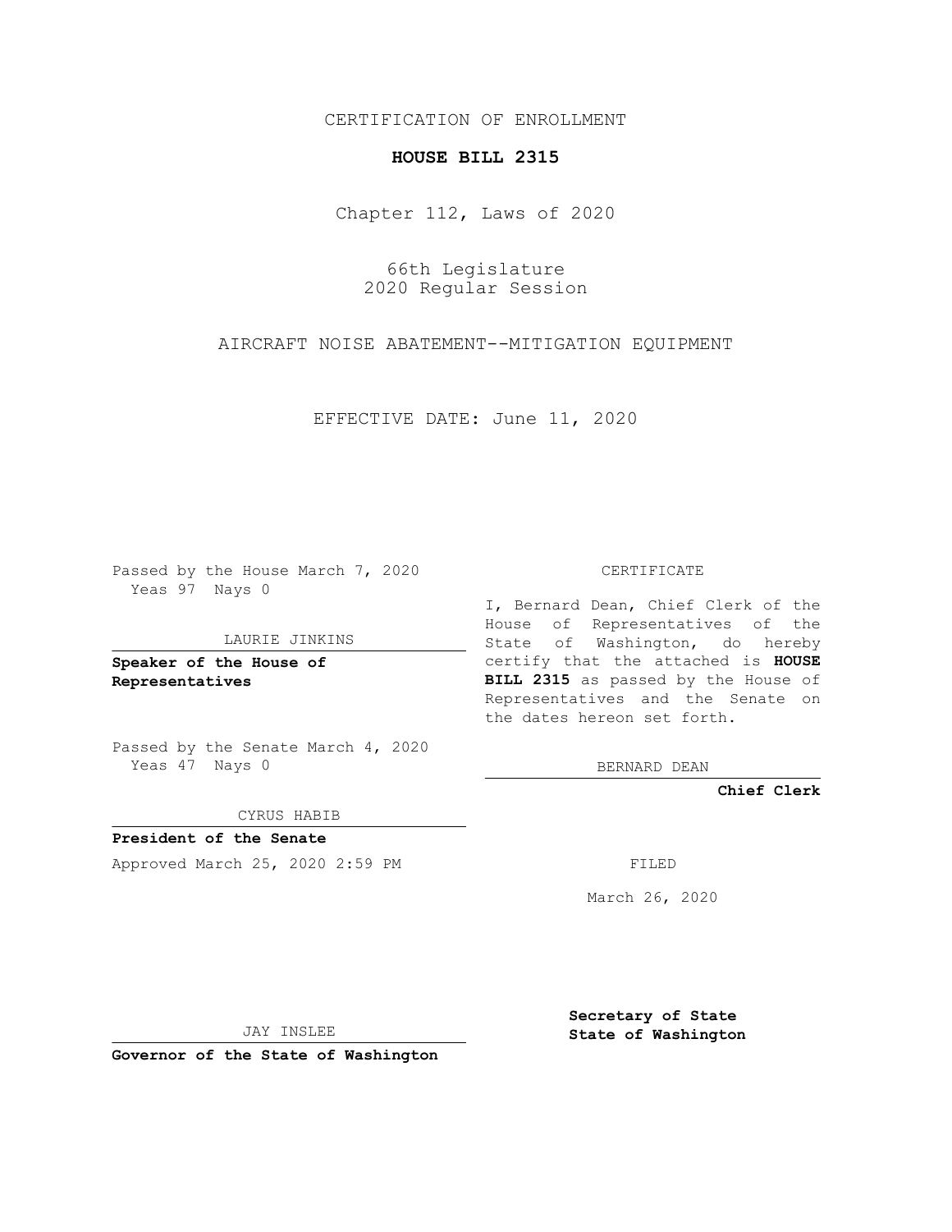CERTIFICATION OF ENROLLMENT

# HOUSE BILL 2315

Chapter 112, Laws of 2020

66th Legislature
2020 Regular Session

AIRCRAFT NOISE ABATEMENT--MITIGATION EQUIPMENT

EFFECTIVE DATE: June 11, 2020

Passed by the House March 7, 2020
Yeas 97 Nays 0

LAURIE JINKINS

**Speaker of the House of Representatives**

Passed by the Senate March 4, 2020
Yeas 47 Nays 0

CYRUS HABIB

**President of the Senate**

Approved March 25, 2020 2:59 PM

JAY INSLEE

**Governor of the State of Washington**

CERTIFICATE

I, Bernard Dean, Chief Clerk of the House of Representatives of the State of Washington, do hereby certify that the attached is **HOUSE BILL 2315** as passed by the House of Representatives and the Senate on the dates hereon set forth.

BERNARD DEAN

**Chief Clerk**

FILED

March 26, 2020

**Secretary of State
State of Washington**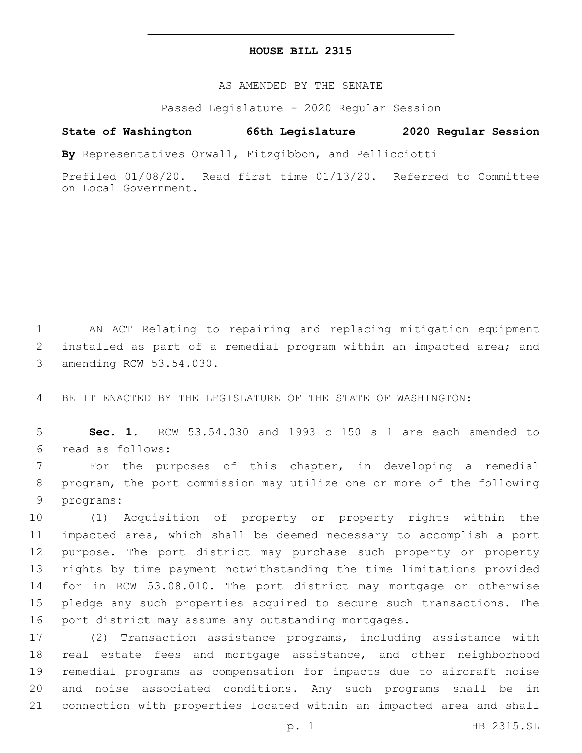# HOUSE BILL 2315

AS AMENDED BY THE SENATE

Passed Legislature - 2020 Regular Session

**State of Washington 66th Legislature 2020 Regular Session**

**By** Representatives Orwall, Fitzgibbon, and Pellicciotti

Prefiled 01/08/20. Read first time 01/13/20. Referred to Committee on Local Government.

AN ACT Relating to repairing and replacing mitigation equipment installed as part of a remedial program within an impacted area; and amending RCW 53.54.030.

BE IT ENACTED BY THE LEGISLATURE OF THE STATE OF WASHINGTON:

**Sec. 1.** RCW 53.54.030 and 1993 c 150 s 1 are each amended to read as follows:

For the purposes of this chapter, in developing a remedial program, the port commission may utilize one or more of the following programs:

(1) Acquisition of property or property rights within the impacted area, which shall be deemed necessary to accomplish a port purpose. The port district may purchase such property or property rights by time payment notwithstanding the time limitations provided for in RCW 53.08.010. The port district may mortgage or otherwise pledge any such properties acquired to secure such transactions. The port district may assume any outstanding mortgages.

(2) Transaction assistance programs, including assistance with real estate fees and mortgage assistance, and other neighborhood remedial programs as compensation for impacts due to aircraft noise and noise associated conditions. Any such programs shall be in connection with properties located within an impacted area and shall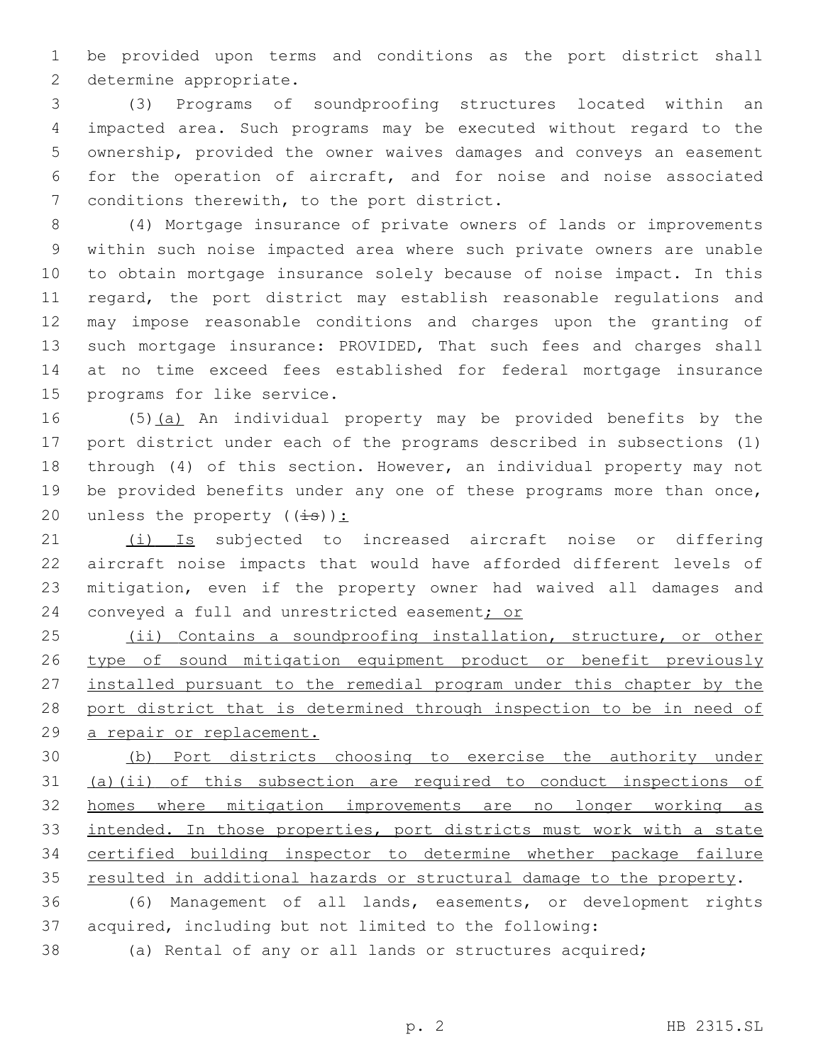be provided upon terms and conditions as the port district shall determine appropriate.

(3) Programs of soundproofing structures located within an impacted area. Such programs may be executed without regard to the ownership, provided the owner waives damages and conveys an easement for the operation of aircraft, and for noise and noise associated conditions therewith, to the port district.

(4) Mortgage insurance of private owners of lands or improvements within such noise impacted area where such private owners are unable to obtain mortgage insurance solely because of noise impact. In this regard, the port district may establish reasonable regulations and may impose reasonable conditions and charges upon the granting of such mortgage insurance: PROVIDED, That such fees and charges shall at no time exceed fees established for federal mortgage insurance programs for like service.

(5)<u>(a)</u> An individual property may be provided benefits by the port district under each of the programs described in subsections (1) through (4) of this section. However, an individual property may not be provided benefits under any one of these programs more than once, unless the property ((~~is~~))<u>:</u>

<u>(i) Is</u> subjected to increased aircraft noise or differing aircraft noise impacts that would have afforded different levels of mitigation, even if the property owner had waived all damages and conveyed a full and unrestricted easement<u>; or</u>

<u>(ii) Contains a soundproofing installation, structure, or other type of sound mitigation equipment product or benefit previously installed pursuant to the remedial program under this chapter by the port district that is determined through inspection to be in need of a repair or replacement.</u>

<u>(b) Port districts choosing to exercise the authority under (a)(ii) of this subsection are required to conduct inspections of homes where mitigation improvements are no longer working as intended. In those properties, port districts must work with a state certified building inspector to determine whether package failure resulted in additional hazards or structural damage to the property</u>.

(6) Management of all lands, easements, or development rights acquired, including but not limited to the following:

(a) Rental of any or all lands or structures acquired;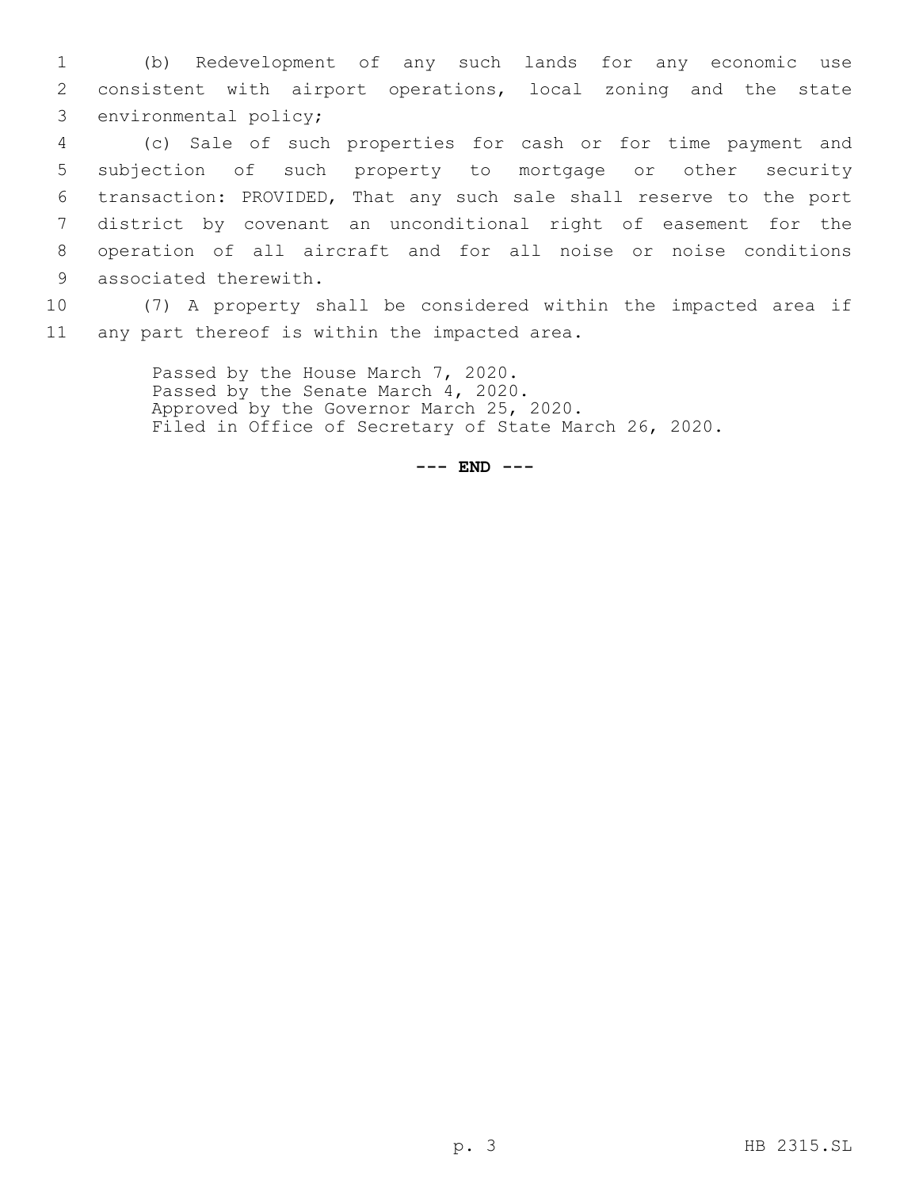(b) Redevelopment of any such lands for any economic use consistent with airport operations, local zoning and the state environmental policy;

(c) Sale of such properties for cash or for time payment and subjection of such property to mortgage or other security transaction: PROVIDED, That any such sale shall reserve to the port district by covenant an unconditional right of easement for the operation of all aircraft and for all noise or noise conditions associated therewith.

(7) A property shall be considered within the impacted area if any part thereof is within the impacted area.

Passed by the House March 7, 2020.
Passed by the Senate March 4, 2020.
Approved by the Governor March 25, 2020.
Filed in Office of Secretary of State March 26, 2020.

**--- END ---**